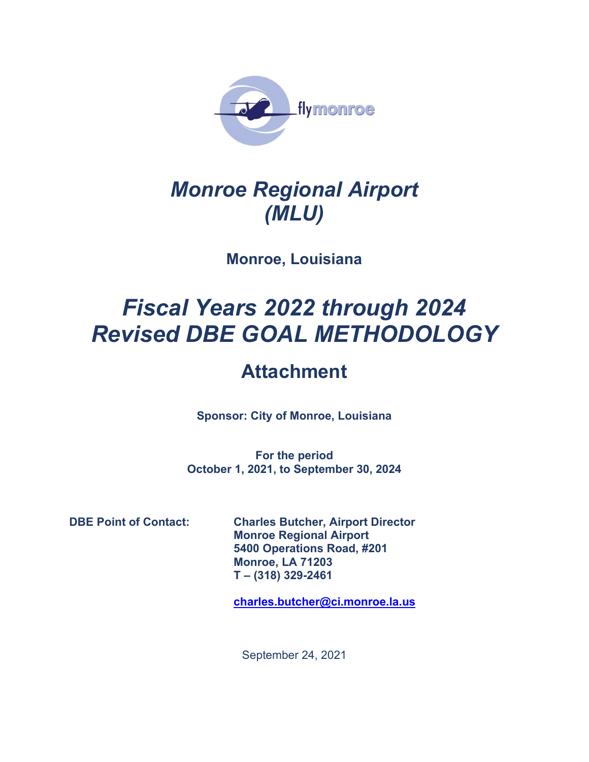flymonroe

# *Monroe Regional Airport (MLU)*

**Monroe, Louisiana**

# *Fiscal Years 2022 through 2024 Revised DBE GOAL METHODOLOGY*

## Attachment

**Sponsor: City of Monroe, Louisiana**

**For the period**
**October 1, 2021, to September 30, 2024**

**DBE Point of Contact:**

**Charles Butcher, Airport Director**
**Monroe Regional Airport**
**5400 Operations Road, #201**
**Monroe, LA 71203**
**T – (318) 329-2461**

**charles.butcher@ci.monroe.la.us**

September 24, 2021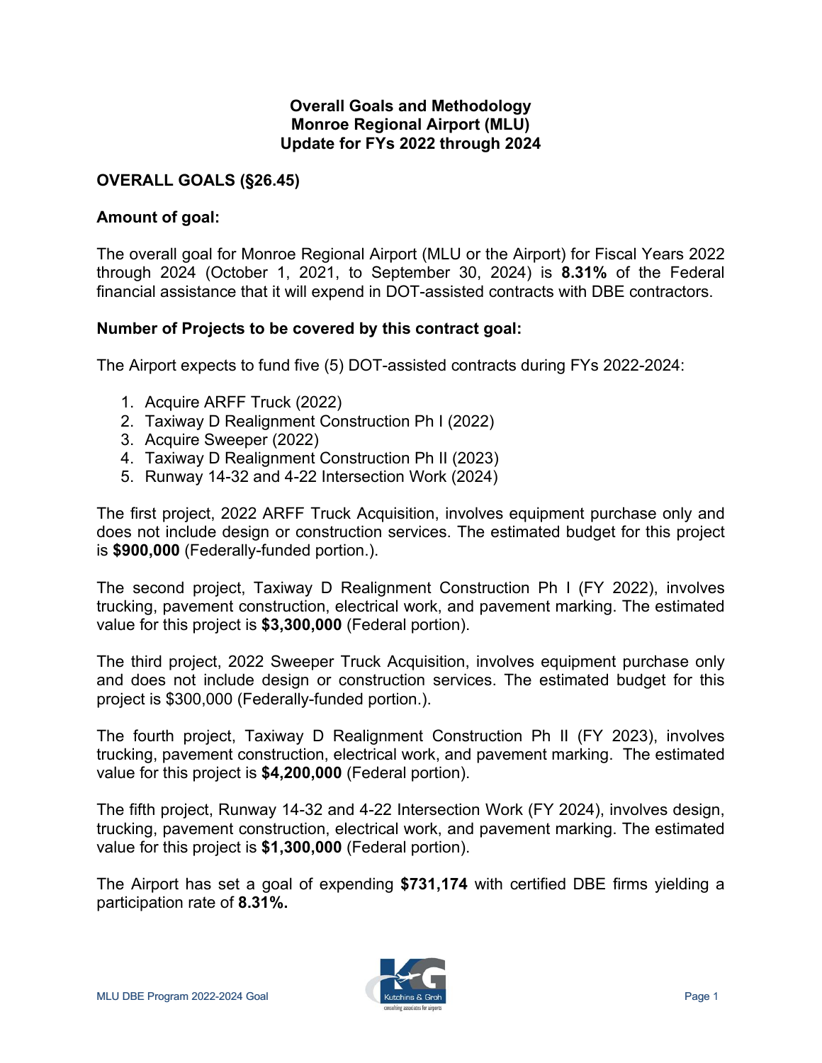**Overall Goals and Methodology**
**Monroe Regional Airport (MLU)**
**Update for FYs 2022 through 2024**

## OVERALL GOALS (§26.45)

### Amount of goal:

The overall goal for Monroe Regional Airport (MLU or the Airport) for Fiscal Years 2022 through 2024 (October 1, 2021, to September 30, 2024) is **8.31%** of the Federal financial assistance that it will expend in DOT-assisted contracts with DBE contractors.

### Number of Projects to be covered by this contract goal:

The Airport expects to fund five (5) DOT-assisted contracts during FYs 2022-2024:

1. Acquire ARFF Truck (2022)
2. Taxiway D Realignment Construction Ph I (2022)
3. Acquire Sweeper (2022)
4. Taxiway D Realignment Construction Ph II (2023)
5. Runway 14-32 and 4-22 Intersection Work (2024)

The first project, 2022 ARFF Truck Acquisition, involves equipment purchase only and does not include design or construction services. The estimated budget for this project is **$900,000** (Federally-funded portion.).

The second project, Taxiway D Realignment Construction Ph I (FY 2022), involves trucking, pavement construction, electrical work, and pavement marking. The estimated value for this project is **$3,300,000** (Federal portion).

The third project, 2022 Sweeper Truck Acquisition, involves equipment purchase only and does not include design or construction services. The estimated budget for this project is $300,000 (Federally-funded portion.).

The fourth project, Taxiway D Realignment Construction Ph II (FY 2023), involves trucking, pavement construction, electrical work, and pavement marking. The estimated value for this project is **$4,200,000** (Federal portion).

The fifth project, Runway 14-32 and 4-22 Intersection Work (FY 2024), involves design, trucking, pavement construction, electrical work, and pavement marking. The estimated value for this project is **$1,300,000** (Federal portion).

The Airport has set a goal of expending **$731,174** with certified DBE firms yielding a participation rate of **8.31%.**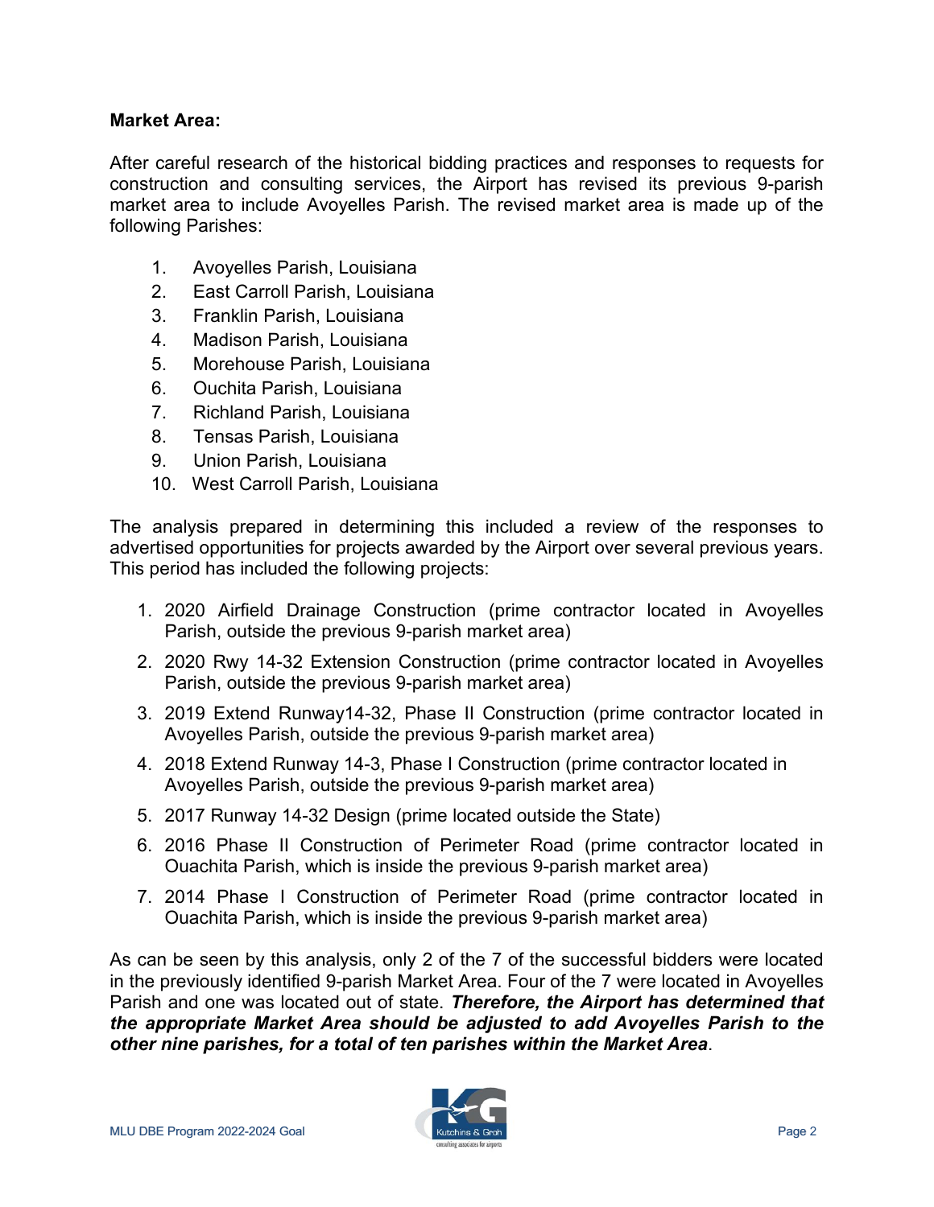**Market Area:**

After careful research of the historical bidding practices and responses to requests for construction and consulting services, the Airport has revised its previous 9-parish market area to include Avoyelles Parish. The revised market area is made up of the following Parishes:

1. Avoyelles Parish, Louisiana
2. East Carroll Parish, Louisiana
3. Franklin Parish, Louisiana
4. Madison Parish, Louisiana
5. Morehouse Parish, Louisiana
6. Ouchita Parish, Louisiana
7. Richland Parish, Louisiana
8. Tensas Parish, Louisiana
9. Union Parish, Louisiana
10. West Carroll Parish, Louisiana

The analysis prepared in determining this included a review of the responses to advertised opportunities for projects awarded by the Airport over several previous years. This period has included the following projects:

1. 2020 Airfield Drainage Construction (prime contractor located in Avoyelles Parish, outside the previous 9-parish market area)
2. 2020 Rwy 14-32 Extension Construction (prime contractor located in Avoyelles Parish, outside the previous 9-parish market area)
3. 2019 Extend Runway14-32, Phase II Construction (prime contractor located in Avoyelles Parish, outside the previous 9-parish market area)
4. 2018 Extend Runway 14-3, Phase I Construction (prime contractor located in Avoyelles Parish, outside the previous 9-parish market area)
5. 2017 Runway 14-32 Design (prime located outside the State)
6. 2016 Phase II Construction of Perimeter Road (prime contractor located in Ouachita Parish, which is inside the previous 9-parish market area)
7. 2014 Phase I Construction of Perimeter Road (prime contractor located in Ouachita Parish, which is inside the previous 9-parish market area)

As can be seen by this analysis, only 2 of the 7 of the successful bidders were located in the previously identified 9-parish Market Area. Four of the 7 were located in Avoyelles Parish and one was located out of state. ***Therefore, the Airport has determined that the appropriate Market Area should be adjusted to add Avoyelles Parish to the other nine parishes, for a total of ten parishes within the Market Area***.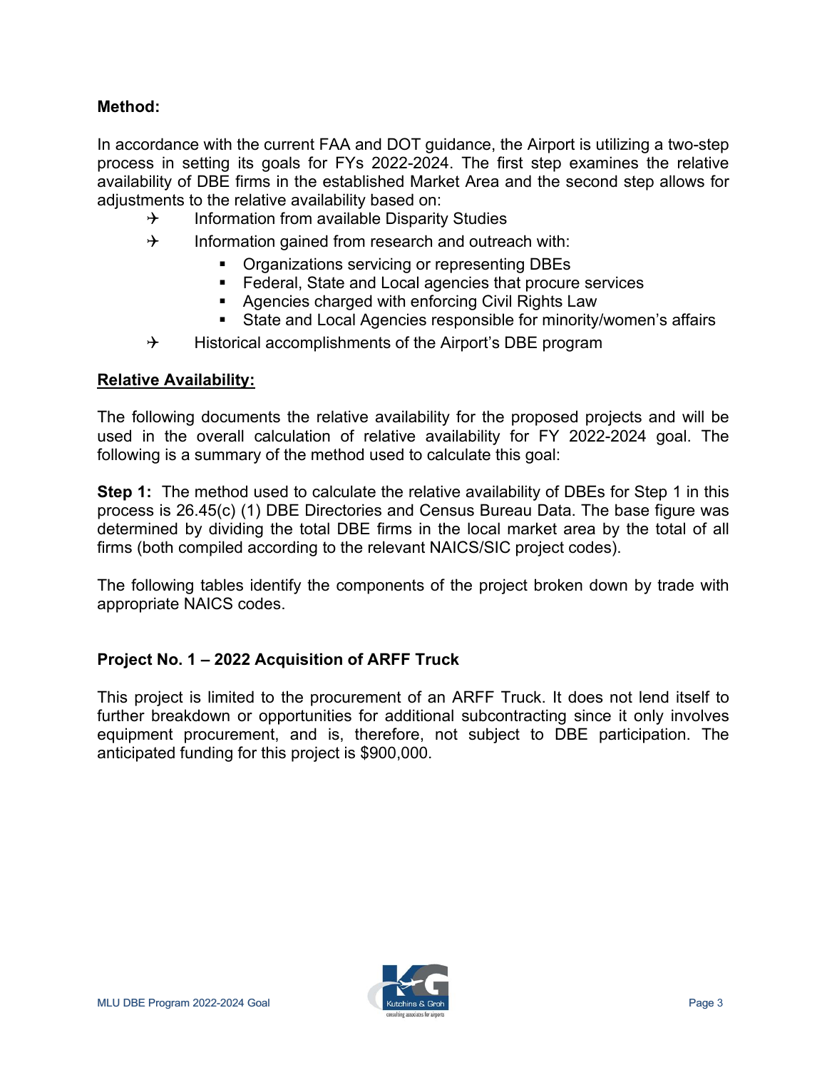**Method:**

In accordance with the current FAA and DOT guidance, the Airport is utilizing a two-step process in setting its goals for FYs 2022-2024. The first step examines the relative availability of DBE firms in the established Market Area and the second step allows for adjustments to the relative availability based on:

- Information from available Disparity Studies
- Information gained from research and outreach with:
  - Organizations servicing or representing DBEs
  - Federal, State and Local agencies that procure services
  - Agencies charged with enforcing Civil Rights Law
  - State and Local Agencies responsible for minority/women's affairs
- Historical accomplishments of the Airport's DBE program

**Relative Availability:**

The following documents the relative availability for the proposed projects and will be used in the overall calculation of relative availability for FY 2022-2024 goal. The following is a summary of the method used to calculate this goal:

**Step 1:** The method used to calculate the relative availability of DBEs for Step 1 in this process is 26.45(c) (1) DBE Directories and Census Bureau Data. The base figure was determined by dividing the total DBE firms in the local market area by the total of all firms (both compiled according to the relevant NAICS/SIC project codes).

The following tables identify the components of the project broken down by trade with appropriate NAICS codes.

**Project No. 1 – 2022 Acquisition of ARFF Truck**

This project is limited to the procurement of an ARFF Truck. It does not lend itself to further breakdown or opportunities for additional subcontracting since it only involves equipment procurement, and is, therefore, not subject to DBE participation. The anticipated funding for this project is $900,000.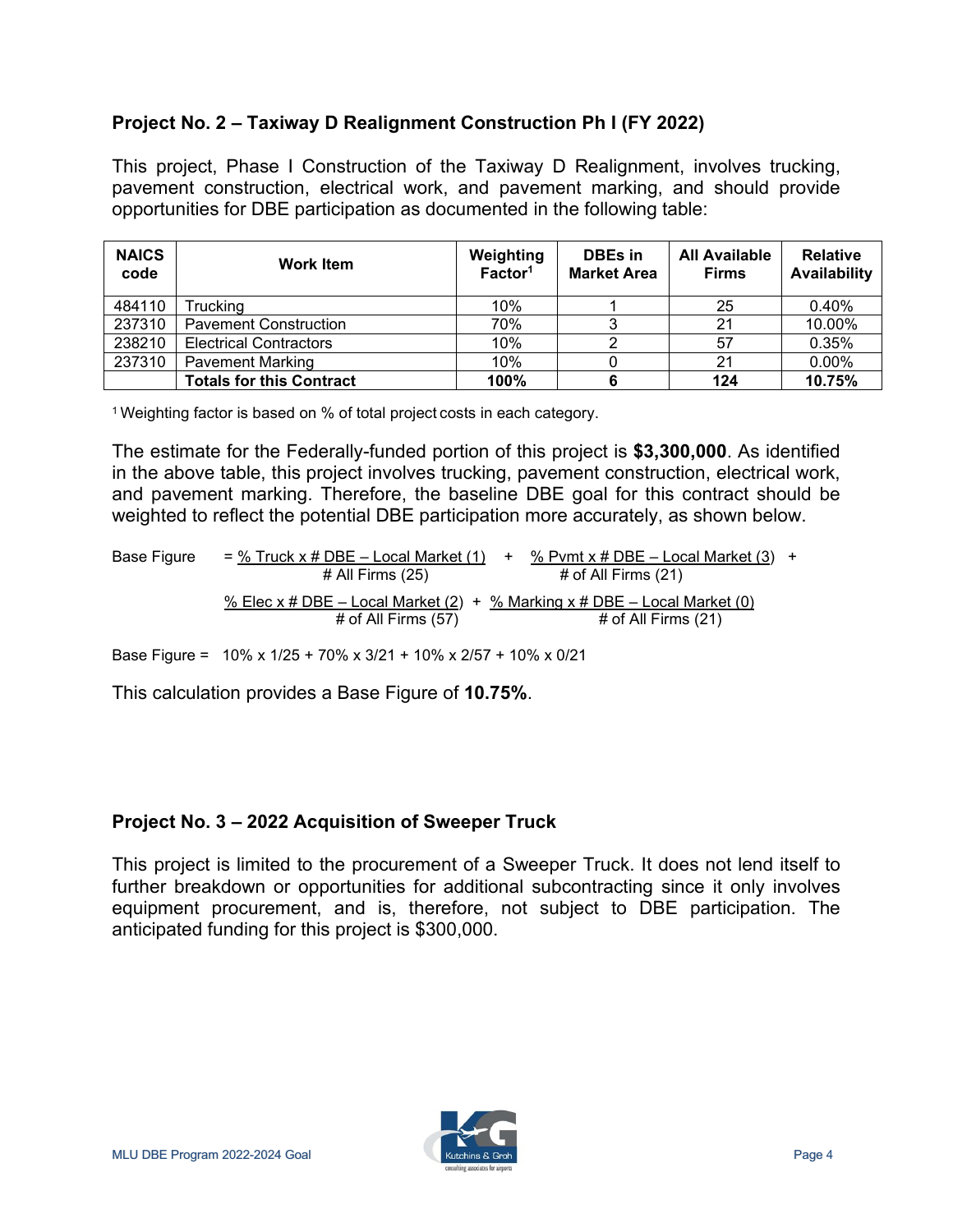### Project No. 2 – Taxiway D Realignment Construction Ph I (FY 2022)

This project, Phase I Construction of the Taxiway D Realignment, involves trucking, pavement construction, electrical work, and pavement marking, and should provide opportunities for DBE participation as documented in the following table:

| NAICS code | Work Item | Weighting Factor[1] | DBEs in Market Area | All Available Firms | Relative Availability |
|---|---|---|---|---|---|
| 484110 | Trucking | 10% | 1 | 25 | 0.40% |
| 237310 | Pavement Construction | 70% | 3 | 21 | 10.00% |
| 238210 | Electrical Contractors | 10% | 2 | 57 | 0.35% |
| 237310 | Pavement Marking | 10% | 0 | 21 | 0.00% |
| | **Totals for this Contract** | **100%** | **6** | **124** | **10.75%** |

[1] Weighting factor is based on % of total project costs in each category.

The estimate for the Federally-funded portion of this project is **$3,300,000**. As identified in the above table, this project involves trucking, pavement construction, electrical work, and pavement marking. Therefore, the baseline DBE goal for this contract should be weighted to reflect the potential DBE participation more accurately, as shown below.

$$\text{Base Figure} = \frac{\%\ \text{Truck} \times \#\ \text{DBE – Local Market (1)}}{\#\ \text{All Firms (25)}} + \frac{\%\ \text{Pvmt} \times \#\ \text{DBE – Local Market (3)}}{\#\ \text{of All Firms (21)}} + \frac{\%\ \text{Elec} \times \#\ \text{DBE – Local Market (2)}}{\#\ \text{of All Firms (57)}} + \frac{\%\ \text{Marking} \times \#\ \text{DBE – Local Market (0)}}{\#\ \text{of All Firms (21)}}$$

Base Figure = $10\% \times 1/25 + 70\% \times 3/21 + 10\% \times 2/57 + 10\% \times 0/21$

This calculation provides a Base Figure of **10.75%**.

### Project No. 3 – 2022 Acquisition of Sweeper Truck

This project is limited to the procurement of a Sweeper Truck. It does not lend itself to further breakdown or opportunities for additional subcontracting since it only involves equipment procurement, and is, therefore, not subject to DBE participation. The anticipated funding for this project is $300,000.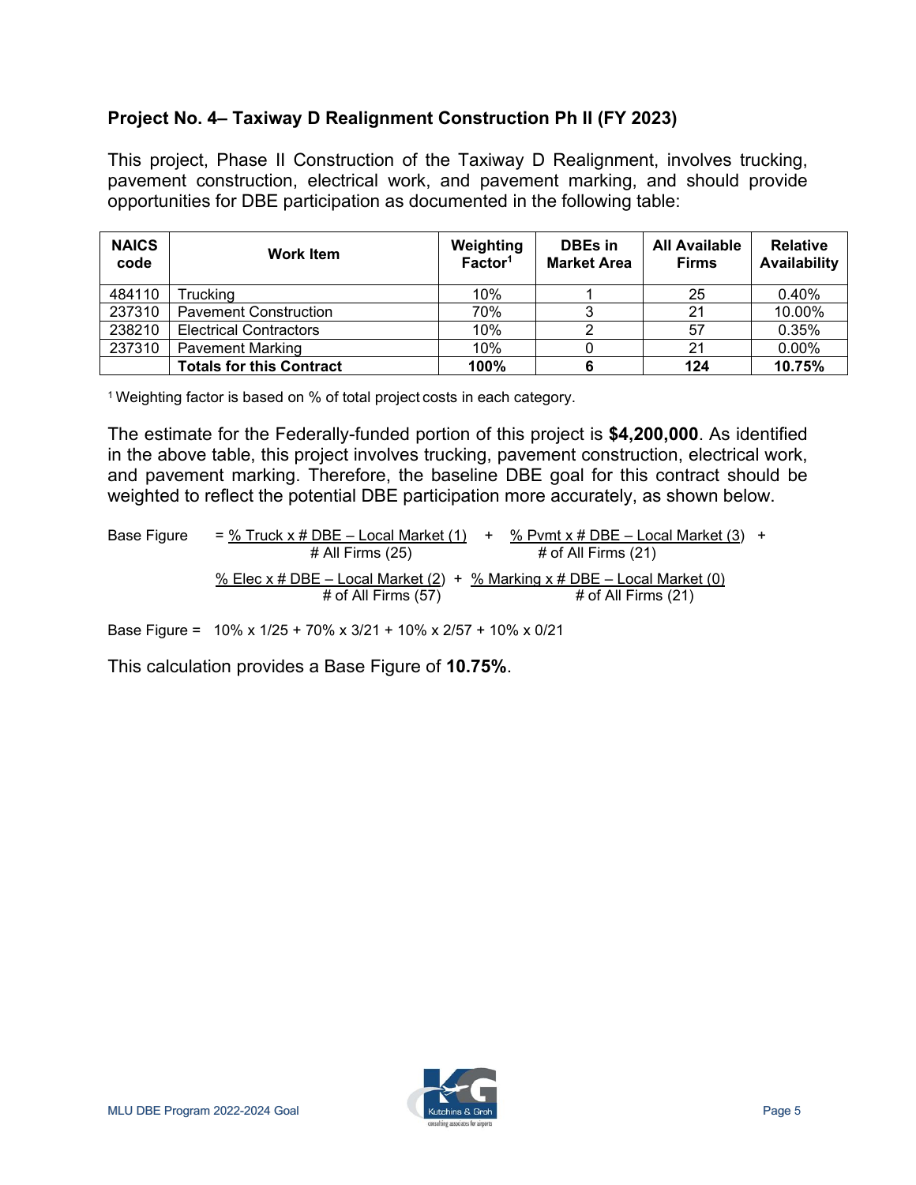### Project No. 4– Taxiway D Realignment Construction Ph II (FY 2023)

This project, Phase II Construction of the Taxiway D Realignment, involves trucking, pavement construction, electrical work, and pavement marking, and should provide opportunities for DBE participation as documented in the following table:

| NAICS code | Work Item | Weighting Factor[1] | DBEs in Market Area | All Available Firms | Relative Availability |
|---|---|---|---|---|---|
| 484110 | Trucking | 10% | 1 | 25 | 0.40% |
| 237310 | Pavement Construction | 70% | 3 | 21 | 10.00% |
| 238210 | Electrical Contractors | 10% | 2 | 57 | 0.35% |
| 237310 | Pavement Marking | 10% | 0 | 21 | 0.00% |
| | **Totals for this Contract** | **100%** | **6** | **124** | **10.75%** |

[1] Weighting factor is based on % of total project costs in each category.

The estimate for the Federally-funded portion of this project is **$4,200,000**. As identified in the above table, this project involves trucking, pavement construction, electrical work, and pavement marking. Therefore, the baseline DBE goal for this contract should be weighted to reflect the potential DBE participation more accurately, as shown below.

$$\text{Base Figure} = \frac{\text{\% Truck} \times \text{\# DBE – Local Market (1)}}{\text{\# All Firms (25)}} + \frac{\text{\% Pvmt} \times \text{\# DBE – Local Market (3)}}{\text{\# of All Firms (21)}} + \frac{\text{\% Elec} \times \text{\# DBE – Local Market (2)}}{\text{\# of All Firms (57)}} + \frac{\text{\% Marking} \times \text{\# DBE – Local Market (0)}}{\text{\# of All Firms (21)}}$$

$$\text{Base Figure} = 10\% \times 1/25 + 70\% \times 3/21 + 10\% \times 2/57 + 10\% \times 0/21$$

This calculation provides a Base Figure of **10.75%**.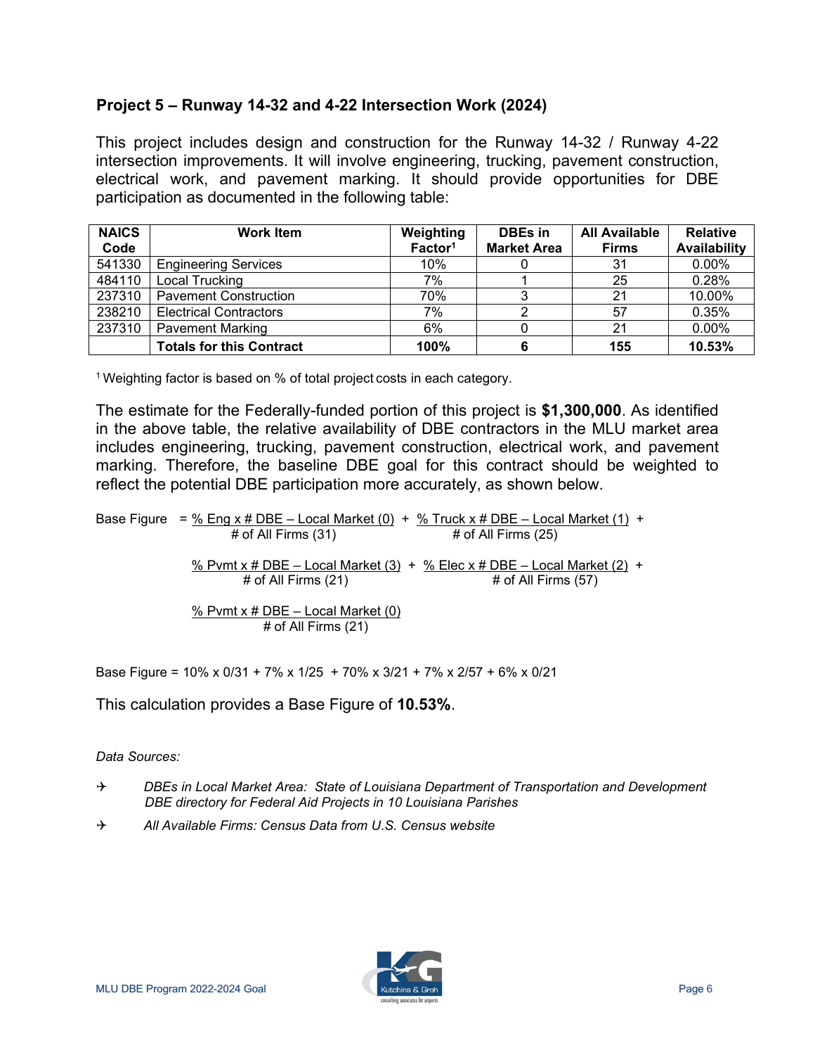### Project 5 – Runway 14-32 and 4-22 Intersection Work (2024)

This project includes design and construction for the Runway 14-32 / Runway 4-22 intersection improvements. It will involve engineering, trucking, pavement construction, electrical work, and pavement marking. It should provide opportunities for DBE participation as documented in the following table:

| NAICS Code | Work Item | Weighting Factor[1] | DBEs in Market Area | All Available Firms | Relative Availability |
|---|---|---|---|---|---|
| 541330 | Engineering Services | 10% | 0 | 31 | 0.00% |
| 484110 | Local Trucking | 7% | 1 | 25 | 0.28% |
| 237310 | Pavement Construction | 70% | 3 | 21 | 10.00% |
| 238210 | Electrical Contractors | 7% | 2 | 57 | 0.35% |
| 237310 | Pavement Marking | 6% | 0 | 21 | 0.00% |
| | **Totals for this Contract** | **100%** | **6** | **155** | **10.53%** |

[1] Weighting factor is based on % of total project costs in each category.

The estimate for the Federally-funded portion of this project is **$1,300,000**. As identified in the above table, the relative availability of DBE contractors in the MLU market area includes engineering, trucking, pavement construction, electrical work, and pavement marking. Therefore, the baseline DBE goal for this contract should be weighted to reflect the potential DBE participation more accurately, as shown below.

$$\text{Base Figure} = \frac{\text{\% Eng} \times \text{\# DBE – Local Market (0)}}{\text{\# of All Firms (31)}} + \frac{\text{\% Truck} \times \text{\# DBE – Local Market (1)}}{\text{\# of All Firms (25)}} + \frac{\text{\% Pvmt} \times \text{\# DBE – Local Market (3)}}{\text{\# of All Firms (21)}} + \frac{\text{\% Elec} \times \text{\# DBE – Local Market (2)}}{\text{\# of All Firms (57)}} + \frac{\text{\% Pvmt} \times \text{\# DBE – Local Market (0)}}{\text{\# of All Firms (21)}}$$

Base Figure = 10% x 0/31 + 7% x 1/25 + 70% x 3/21 + 7% x 2/57 + 6% x 0/21

This calculation provides a Base Figure of **10.53%**.

*Data Sources:*

- ✈ *DBEs in Local Market Area: State of Louisiana Department of Transportation and Development DBE directory for Federal Aid Projects in 10 Louisiana Parishes*
- ✈ *All Available Firms: Census Data from U.S. Census website*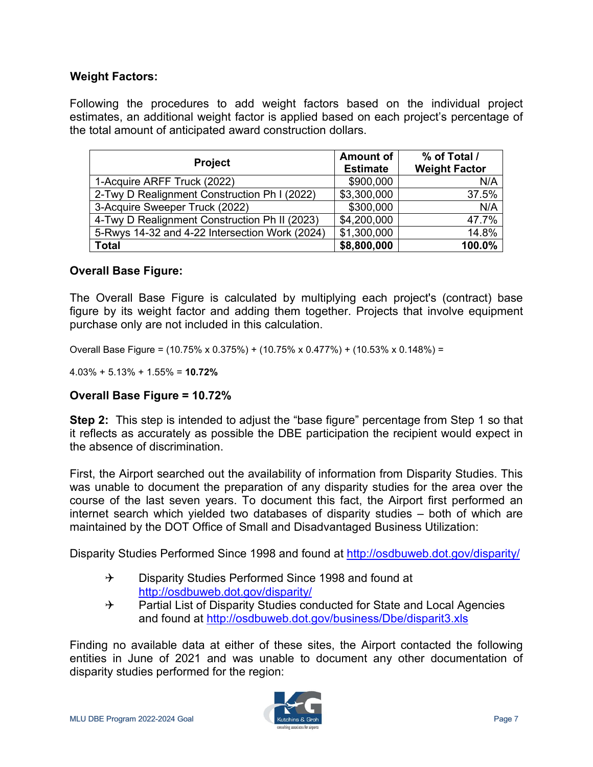**Weight Factors:**

Following the procedures to add weight factors based on the individual project estimates, an additional weight factor is applied based on each project's percentage of the total amount of anticipated award construction dollars.

| Project | Amount of Estimate | % of Total / Weight Factor |
|---|---|---|
| 1-Acquire ARFF Truck (2022) | $900,000 | N/A |
| 2-Twy D Realignment Construction Ph I (2022) | $3,300,000 | 37.5% |
| 3-Acquire Sweeper Truck (2022) | $300,000 | N/A |
| 4-Twy D Realignment Construction Ph II (2023) | $4,200,000 | 47.7% |
| 5-Rwys 14-32 and 4-22 Intersection Work (2024) | $1,300,000 | 14.8% |
| **Total** | **$8,800,000** | **100.0%** |

**Overall Base Figure:**

The Overall Base Figure is calculated by multiplying each project's (contract) base figure by its weight factor and adding them together. Projects that involve equipment purchase only are not included in this calculation.

Overall Base Figure = (10.75% x 0.375%) + (10.75% x 0.477%) + (10.53% x 0.148%) =

4.03% + 5.13% + 1.55% = **10.72%**

**Overall Base Figure = 10.72%**

**Step 2:** This step is intended to adjust the "base figure" percentage from Step 1 so that it reflects as accurately as possible the DBE participation the recipient would expect in the absence of discrimination.

First, the Airport searched out the availability of information from Disparity Studies. This was unable to document the preparation of any disparity studies for the area over the course of the last seven years. To document this fact, the Airport first performed an internet search which yielded two databases of disparity studies – both of which are maintained by the DOT Office of Small and Disadvantaged Business Utilization:

Disparity Studies Performed Since 1998 and found at http://osdbuweb.dot.gov/disparity/

- Disparity Studies Performed Since 1998 and found at http://osdbuweb.dot.gov/disparity/
- Partial List of Disparity Studies conducted for State and Local Agencies and found at http://osdbuweb.dot.gov/business/Dbe/disparit3.xls

Finding no available data at either of these sites, the Airport contacted the following entities in June of 2021 and was unable to document any other documentation of disparity studies performed for the region: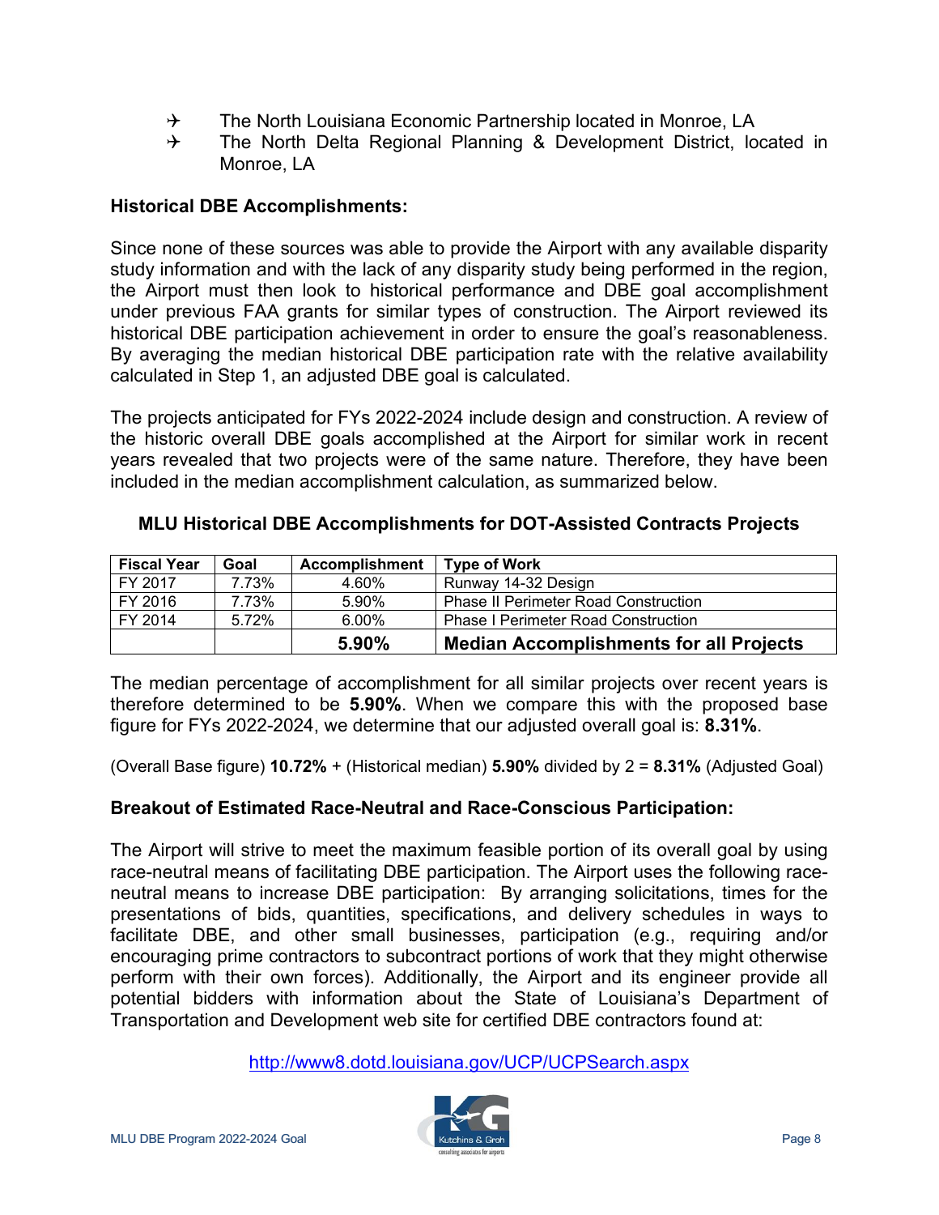- ✈ The North Louisiana Economic Partnership located in Monroe, LA
- ✈ The North Delta Regional Planning & Development District, located in Monroe, LA

**Historical DBE Accomplishments:**

Since none of these sources was able to provide the Airport with any available disparity study information and with the lack of any disparity study being performed in the region, the Airport must then look to historical performance and DBE goal accomplishment under previous FAA grants for similar types of construction. The Airport reviewed its historical DBE participation achievement in order to ensure the goal's reasonableness. By averaging the median historical DBE participation rate with the relative availability calculated in Step 1, an adjusted DBE goal is calculated.

The projects anticipated for FYs 2022-2024 include design and construction. A review of the historic overall DBE goals accomplished at the Airport for similar work in recent years revealed that two projects were of the same nature. Therefore, they have been included in the median accomplishment calculation, as summarized below.

**MLU Historical DBE Accomplishments for DOT-Assisted Contracts Projects**

| Fiscal Year | Goal | Accomplishment | Type of Work |
|---|---|---|---|
| FY 2017 | 7.73% | 4.60% | Runway 14-32 Design |
| FY 2016 | 7.73% | 5.90% | Phase II Perimeter Road Construction |
| FY 2014 | 5.72% | 6.00% | Phase I Perimeter Road Construction |
| | | **5.90%** | **Median Accomplishments for all Projects** |

The median percentage of accomplishment for all similar projects over recent years is therefore determined to be **5.90%**. When we compare this with the proposed base figure for FYs 2022-2024, we determine that our adjusted overall goal is: **8.31%**.

(Overall Base figure) **10.72%** + (Historical median) **5.90%** divided by 2 = **8.31%** (Adjusted Goal)

**Breakout of Estimated Race-Neutral and Race-Conscious Participation:**

The Airport will strive to meet the maximum feasible portion of its overall goal by using race-neutral means of facilitating DBE participation. The Airport uses the following race-neutral means to increase DBE participation: By arranging solicitations, times for the presentations of bids, quantities, specifications, and delivery schedules in ways to facilitate DBE, and other small businesses, participation (e.g., requiring and/or encouraging prime contractors to subcontract portions of work that they might otherwise perform with their own forces). Additionally, the Airport and its engineer provide all potential bidders with information about the State of Louisiana's Department of Transportation and Development web site for certified DBE contractors found at:

http://www8.dotd.louisiana.gov/UCP/UCPSearch.aspx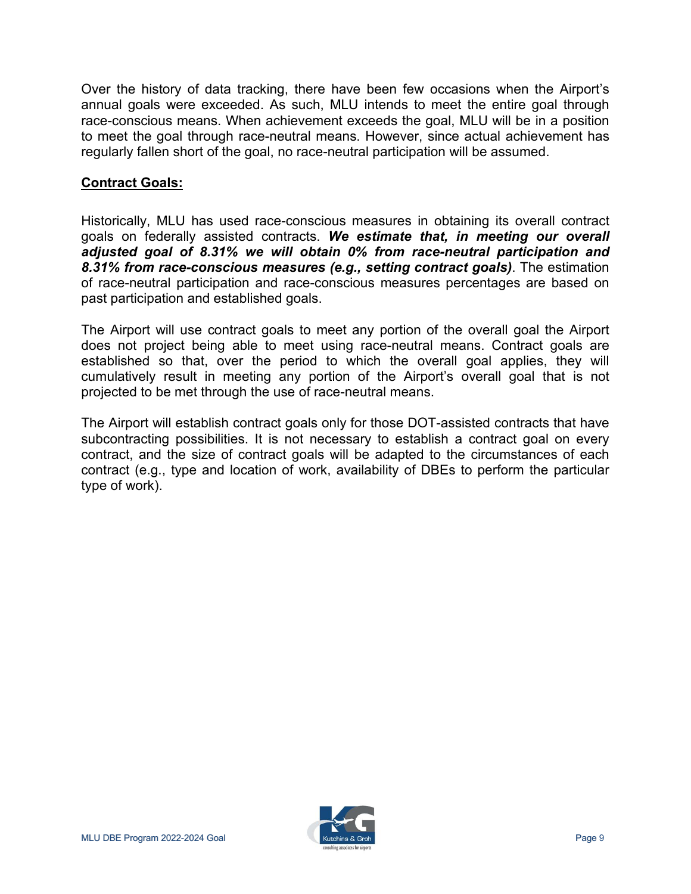Over the history of data tracking, there have been few occasions when the Airport's annual goals were exceeded. As such, MLU intends to meet the entire goal through race-conscious means. When achievement exceeds the goal, MLU will be in a position to meet the goal through race-neutral means. However, since actual achievement has regularly fallen short of the goal, no race-neutral participation will be assumed.

**Contract Goals:**

Historically, MLU has used race-conscious measures in obtaining its overall contract goals on federally assisted contracts. ***We estimate that, in meeting our overall adjusted goal of 8.31% we will obtain 0% from race-neutral participation and 8.31% from race-conscious measures (e.g., setting contract goals)***. The estimation of race-neutral participation and race-conscious measures percentages are based on past participation and established goals.

The Airport will use contract goals to meet any portion of the overall goal the Airport does not project being able to meet using race-neutral means. Contract goals are established so that, over the period to which the overall goal applies, they will cumulatively result in meeting any portion of the Airport's overall goal that is not projected to be met through the use of race-neutral means.

The Airport will establish contract goals only for those DOT-assisted contracts that have subcontracting possibilities. It is not necessary to establish a contract goal on every contract, and the size of contract goals will be adapted to the circumstances of each contract (e.g., type and location of work, availability of DBEs to perform the particular type of work).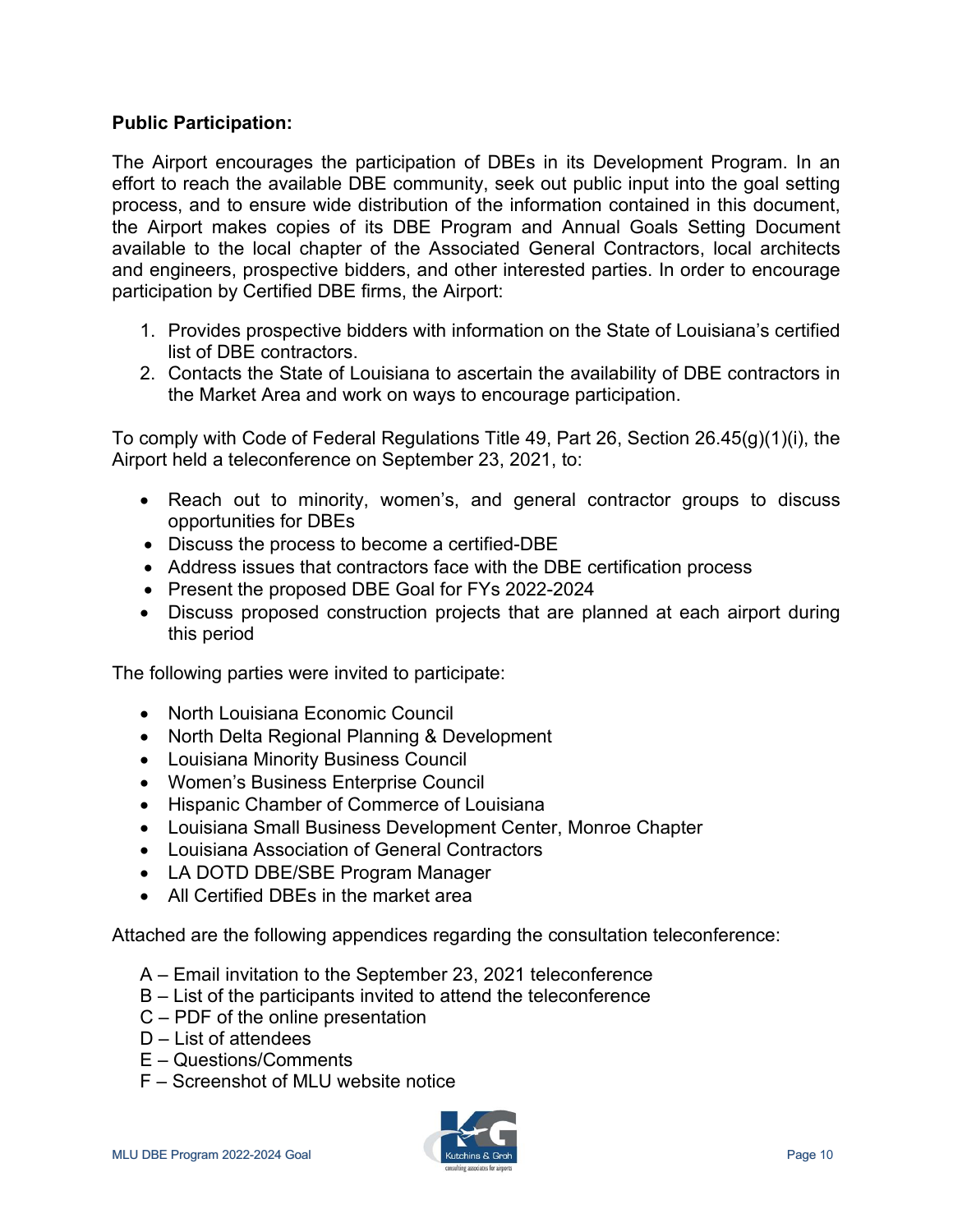**Public Participation:**

The Airport encourages the participation of DBEs in its Development Program. In an effort to reach the available DBE community, seek out public input into the goal setting process, and to ensure wide distribution of the information contained in this document, the Airport makes copies of its DBE Program and Annual Goals Setting Document available to the local chapter of the Associated General Contractors, local architects and engineers, prospective bidders, and other interested parties. In order to encourage participation by Certified DBE firms, the Airport:

1. Provides prospective bidders with information on the State of Louisiana's certified list of DBE contractors.
2. Contacts the State of Louisiana to ascertain the availability of DBE contractors in the Market Area and work on ways to encourage participation.

To comply with Code of Federal Regulations Title 49, Part 26, Section 26.45(g)(1)(i), the Airport held a teleconference on September 23, 2021, to:

- Reach out to minority, women's, and general contractor groups to discuss opportunities for DBEs
- Discuss the process to become a certified-DBE
- Address issues that contractors face with the DBE certification process
- Present the proposed DBE Goal for FYs 2022-2024
- Discuss proposed construction projects that are planned at each airport during this period

The following parties were invited to participate:

- North Louisiana Economic Council
- North Delta Regional Planning & Development
- Louisiana Minority Business Council
- Women's Business Enterprise Council
- Hispanic Chamber of Commerce of Louisiana
- Louisiana Small Business Development Center, Monroe Chapter
- Louisiana Association of General Contractors
- LA DOTD DBE/SBE Program Manager
- All Certified DBEs in the market area

Attached are the following appendices regarding the consultation teleconference:

A – Email invitation to the September 23, 2021 teleconference
B – List of the participants invited to attend the teleconference
C – PDF of the online presentation
D – List of attendees
E – Questions/Comments
F – Screenshot of MLU website notice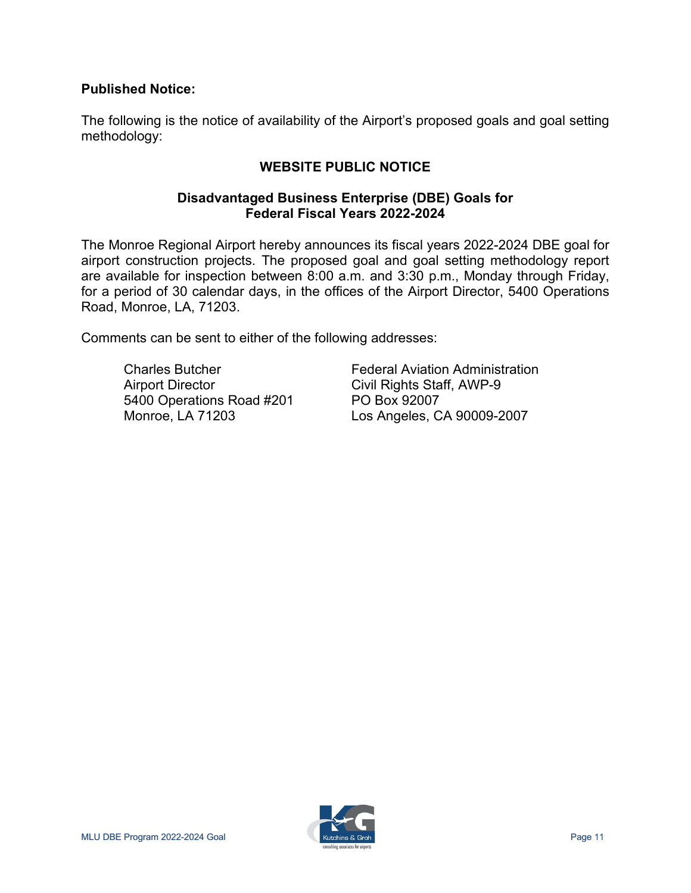**Published Notice:**

The following is the notice of availability of the Airport's proposed goals and goal setting methodology:

## WEBSITE PUBLIC NOTICE

### Disadvantaged Business Enterprise (DBE) Goals for Federal Fiscal Years 2022-2024

The Monroe Regional Airport hereby announces its fiscal years 2022-2024 DBE goal for airport construction projects. The proposed goal and goal setting methodology report are available for inspection between 8:00 a.m. and 3:30 p.m., Monday through Friday, for a period of 30 calendar days, in the offices of the Airport Director, 5400 Operations Road, Monroe, LA, 71203.

Comments can be sent to either of the following addresses:

Charles Butcher
Airport Director
5400 Operations Road #201
Monroe, LA 71203

Federal Aviation Administration
Civil Rights Staff, AWP-9
PO Box 92007
Los Angeles, CA 90009-2007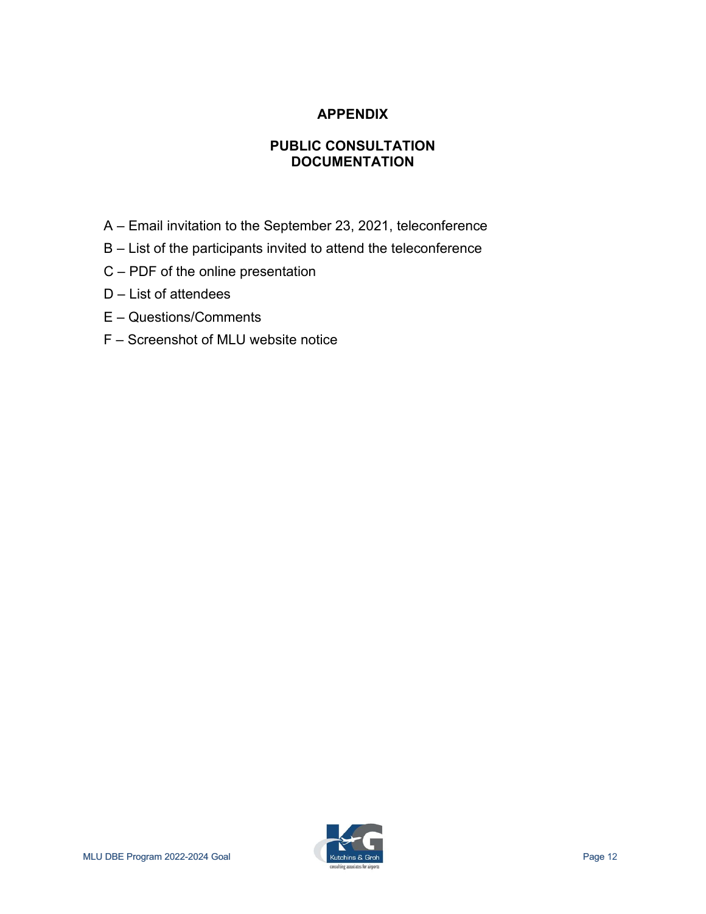# APPENDIX

## PUBLIC CONSULTATION DOCUMENTATION

A – Email invitation to the September 23, 2021, teleconference

B – List of the participants invited to attend the teleconference

C – PDF of the online presentation

D – List of attendees

E – Questions/Comments

F – Screenshot of MLU website notice